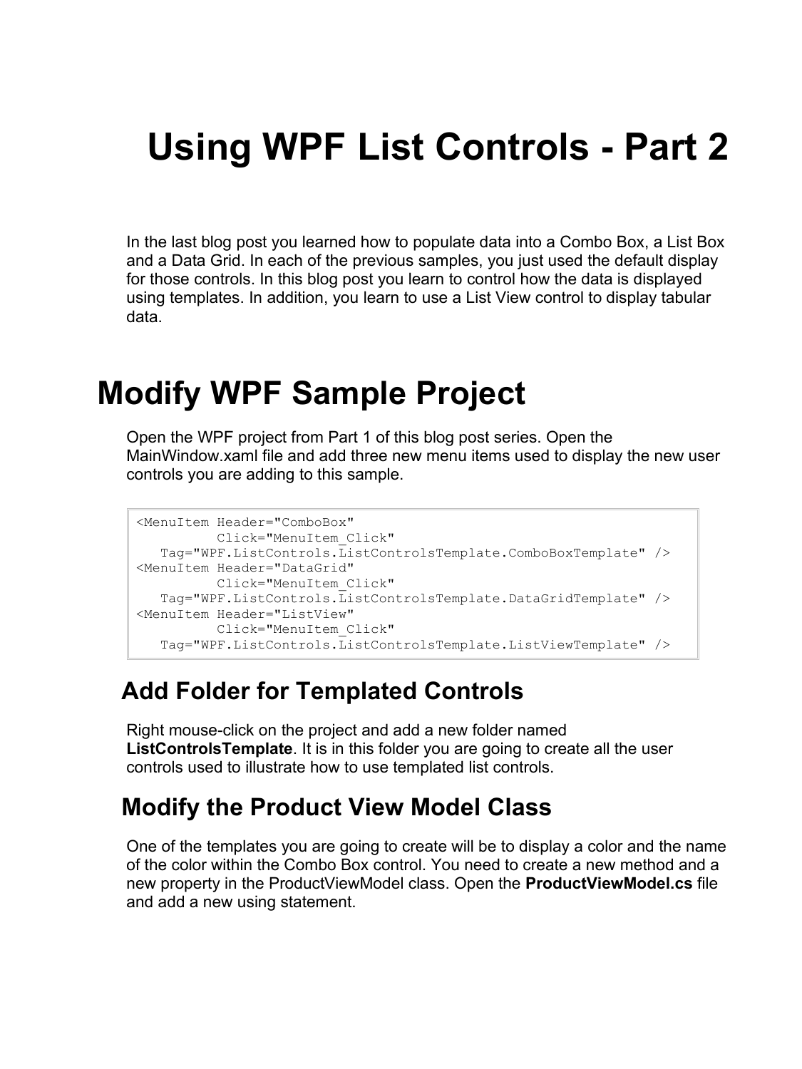# Using WPF List Controls - Part 2

In the last blog post you learned how to populate data into a Combo Box, a List Box and a Data Grid. In each of the previous samples, you just used the default display for those controls. In this blog post you learn to control how the data is displayed using templates. In addition, you learn to use a List View control to display tabular data.

# Modify WPF Sample Project

Open the WPF project from Part 1 of this blog post series. Open the MainWindow.xaml file and add three new menu items used to display the new user controls you are adding to this sample.

```
<MenuItem Header="ComboBox"
          Click="MenuItem_Click"
   Tag="WPF.ListControls.ListControlsTemplate.ComboBoxTemplate" />
<MenuItem Header="DataGrid"
          Click="MenuItem_Click"
   Tag="WPF.ListControls.ListControlsTemplate.DataGridTemplate" />
<MenuItem Header="ListView"
          Click="MenuItem_Click"
   Tag="WPF.ListControls.ListControlsTemplate.ListViewTemplate" />
```

## Add Folder for Templated Controls

Right mouse-click on the project and add a new folder named **ListControlsTemplate**. It is in this folder you are going to create all the user controls used to illustrate how to use templated list controls.

## Modify the Product View Model Class

One of the templates you are going to create will be to display a color and the name of the color within the Combo Box control. You need to create a new method and a new property in the ProductViewModel class. Open the **ProductViewModel.cs** file and add a new using statement.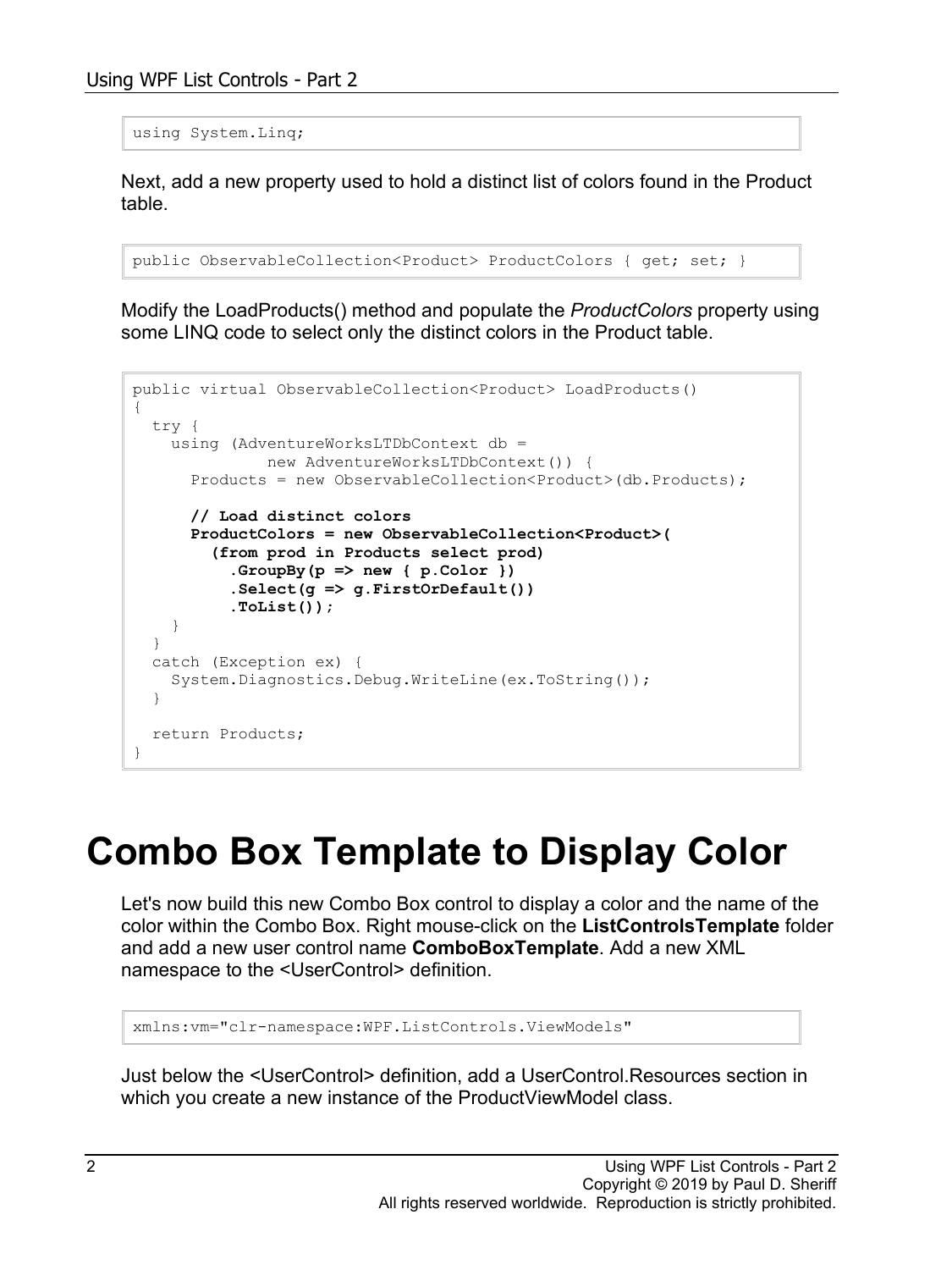```
using System.Linq;
```

Next, add a new property used to hold a distinct list of colors found in the Product table.

```
public ObservableCollection<Product> ProductColors { get; set; }
```

Modify the LoadProducts() method and populate the *ProductColors* property using some LINQ code to select only the distinct colors in the Product table.

```
public virtual ObservableCollection<Product> LoadProducts()
{
  try {
    using (AdventureWorksLTDbContext db =
              new AdventureWorksLTDbContext()) {
      Products = new ObservableCollection<Product>(db.Products);

      // Load distinct colors
      ProductColors = new ObservableCollection<Product>(
        (from prod in Products select prod)
          .GroupBy(p => new { p.Color })
          .Select(g => g.FirstOrDefault())
          .ToList());
    }
  }
  catch (Exception ex) {
    System.Diagnostics.Debug.WriteLine(ex.ToString());
  }

  return Products;
}
```

# Combo Box Template to Display Color

Let's now build this new Combo Box control to display a color and the name of the color within the Combo Box. Right mouse-click on the **ListControlsTemplate** folder and add a new user control name **ComboBoxTemplate**. Add a new XML namespace to the <UserControl> definition.

```
xmlns:vm="clr-namespace:WPF.ListControls.ViewModels"
```

Just below the <UserControl> definition, add a UserControl.Resources section in which you create a new instance of the ProductViewModel class.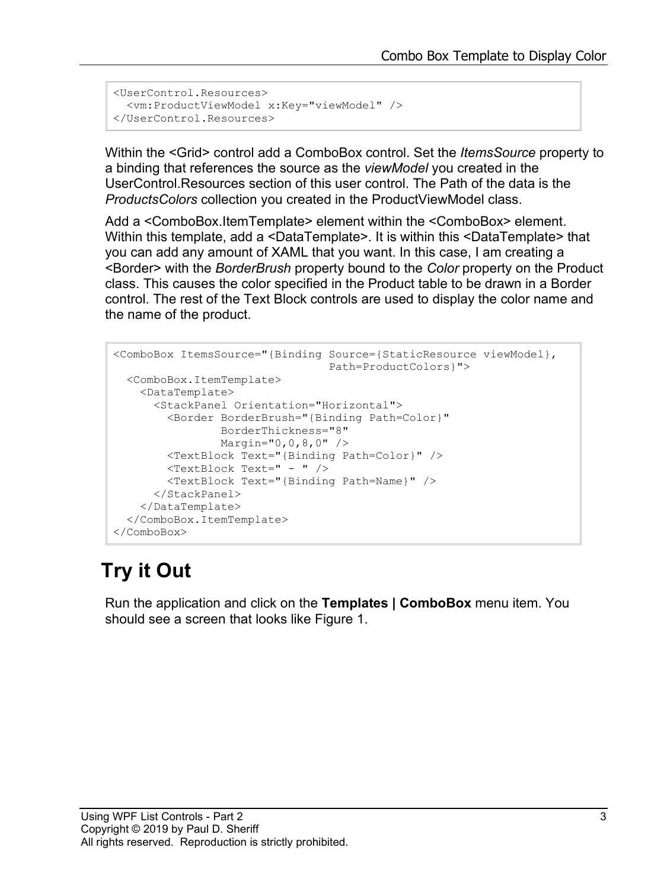```
<UserControl.Resources>
  <vm:ProductViewModel x:Key="viewModel" />
</UserControl.Resources>
```

Within the <Grid> control add a ComboBox control. Set the *ItemsSource* property to a binding that references the source as the *viewModel* you created in the UserControl.Resources section of this user control. The Path of the data is the *ProductsColors* collection you created in the ProductViewModel class.

Add a <ComboBox.ItemTemplate> element within the <ComboBox> element. Within this template, add a <DataTemplate>. It is within this <DataTemplate> that you can add any amount of XAML that you want. In this case, I am creating a <Border> with the *BorderBrush* property bound to the *Color* property on the Product class. This causes the color specified in the Product table to be drawn in a Border control. The rest of the Text Block controls are used to display the color name and the name of the product.

```
<ComboBox ItemsSource="{Binding Source={StaticResource viewModel},
                                Path=ProductColors}">
  <ComboBox.ItemTemplate>
    <DataTemplate>
      <StackPanel Orientation="Horizontal">
        <Border BorderBrush="{Binding Path=Color}"
                BorderThickness="8"
                Margin="0,0,8,0" />
        <TextBlock Text="{Binding Path=Color}" />
        <TextBlock Text=" - " />
        <TextBlock Text="{Binding Path=Name}" />
      </StackPanel>
    </DataTemplate>
  </ComboBox.ItemTemplate>
</ComboBox>
```

## Try it Out

Run the application and click on the **Templates | ComboBox** menu item. You should see a screen that looks like Figure 1.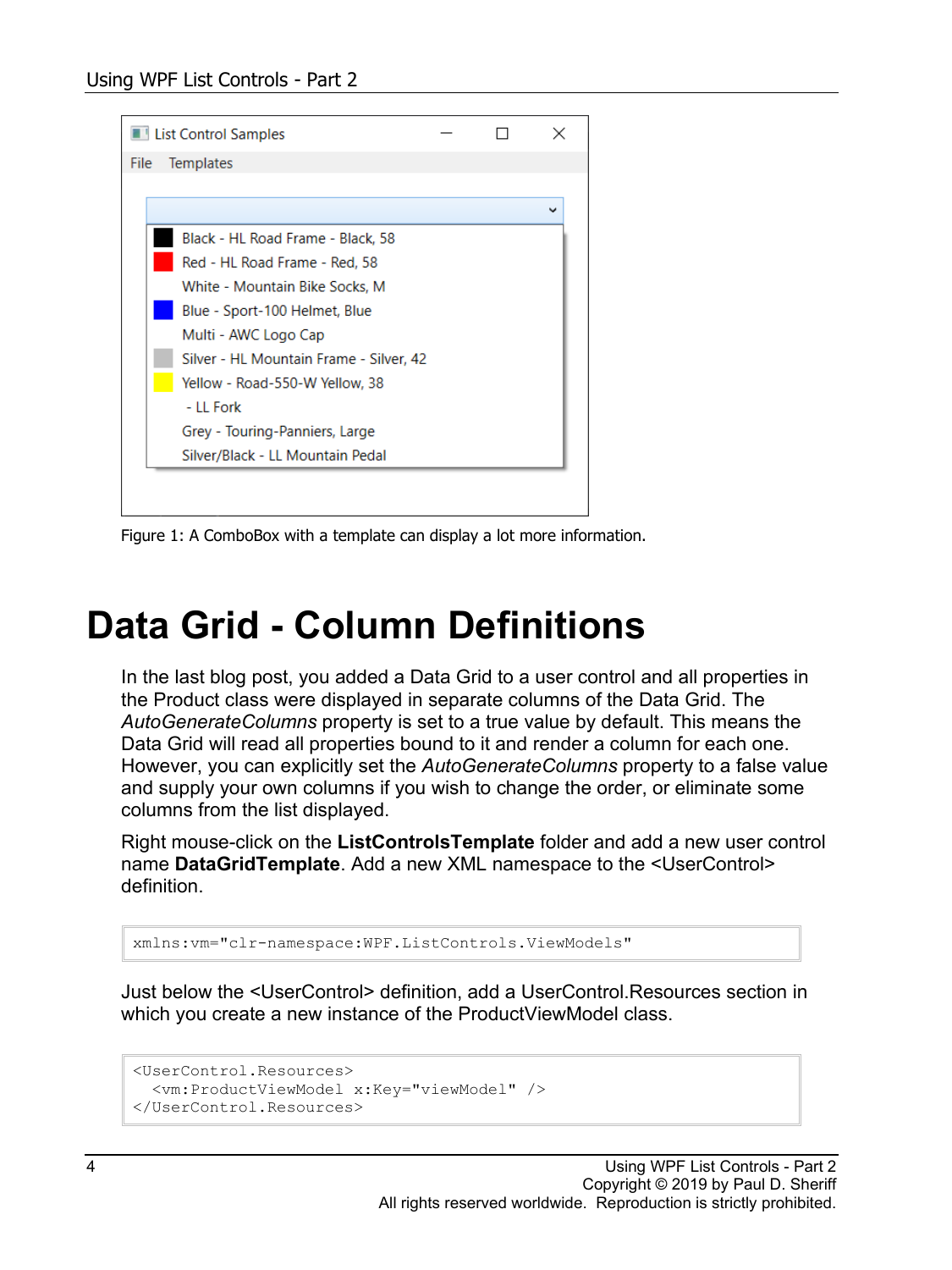Figure 1: A ComboBox with a template can display a lot more information.

# Data Grid - Column Definitions

In the last blog post, you added a Data Grid to a user control and all properties in the Product class were displayed in separate columns of the Data Grid. The *AutoGenerateColumns* property is set to a true value by default. This means the Data Grid will read all properties bound to it and render a column for each one. However, you can explicitly set the *AutoGenerateColumns* property to a false value and supply your own columns if you wish to change the order, or eliminate some columns from the list displayed.

Right mouse-click on the **ListControlsTemplate** folder and add a new user control name **DataGridTemplate**. Add a new XML namespace to the <UserControl> definition.

```
xmlns:vm="clr-namespace:WPF.ListControls.ViewModels"
```

Just below the <UserControl> definition, add a UserControl.Resources section in which you create a new instance of the ProductViewModel class.

```
<UserControl.Resources>
  <vm:ProductViewModel x:Key="viewModel" />
</UserControl.Resources>
```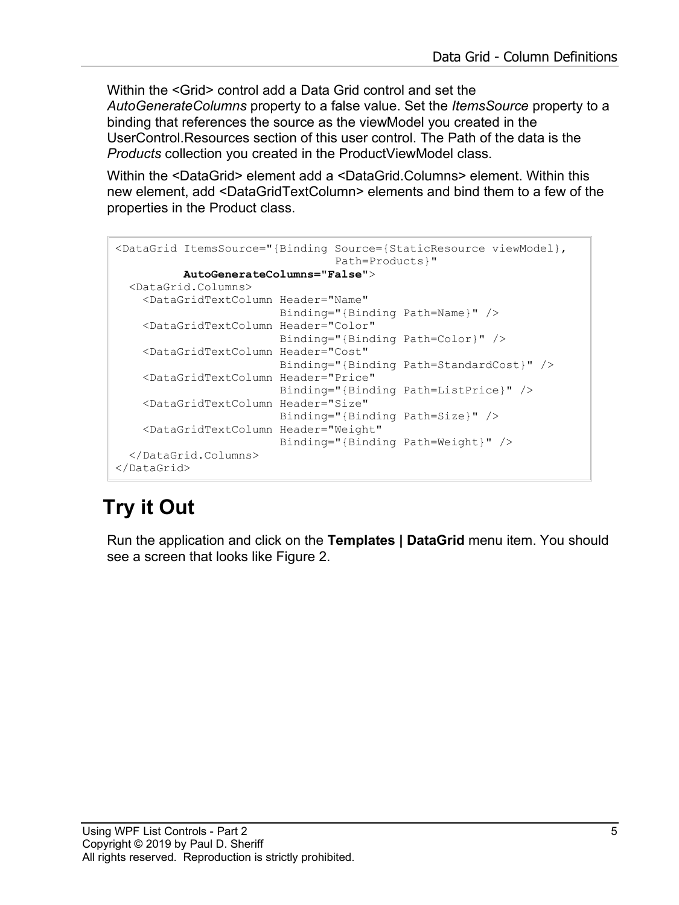Within the <Grid> control add a Data Grid control and set the *AutoGenerateColumns* property to a false value. Set the *ItemsSource* property to a binding that references the source as the viewModel you created in the UserControl.Resources section of this user control. The Path of the data is the *Products* collection you created in the ProductViewModel class.

Within the <DataGrid> element add a <DataGrid.Columns> element. Within this new element, add <DataGridTextColumn> elements and bind them to a few of the properties in the Product class.

```
<DataGrid ItemsSource="{Binding Source={StaticResource viewModel},
                                Path=Products}"
          AutoGenerateColumns="False">
  <DataGrid.Columns>
    <DataGridTextColumn Header="Name"
                        Binding="{Binding Path=Name}" />
    <DataGridTextColumn Header="Color"
                        Binding="{Binding Path=Color}" />
    <DataGridTextColumn Header="Cost"
                        Binding="{Binding Path=StandardCost}" />
    <DataGridTextColumn Header="Price"
                        Binding="{Binding Path=ListPrice}" />
    <DataGridTextColumn Header="Size"
                        Binding="{Binding Path=Size}" />
    <DataGridTextColumn Header="Weight"
                        Binding="{Binding Path=Weight}" />
  </DataGrid.Columns>
</DataGrid>
```

## Try it Out

Run the application and click on the **Templates | DataGrid** menu item. You should see a screen that looks like Figure 2.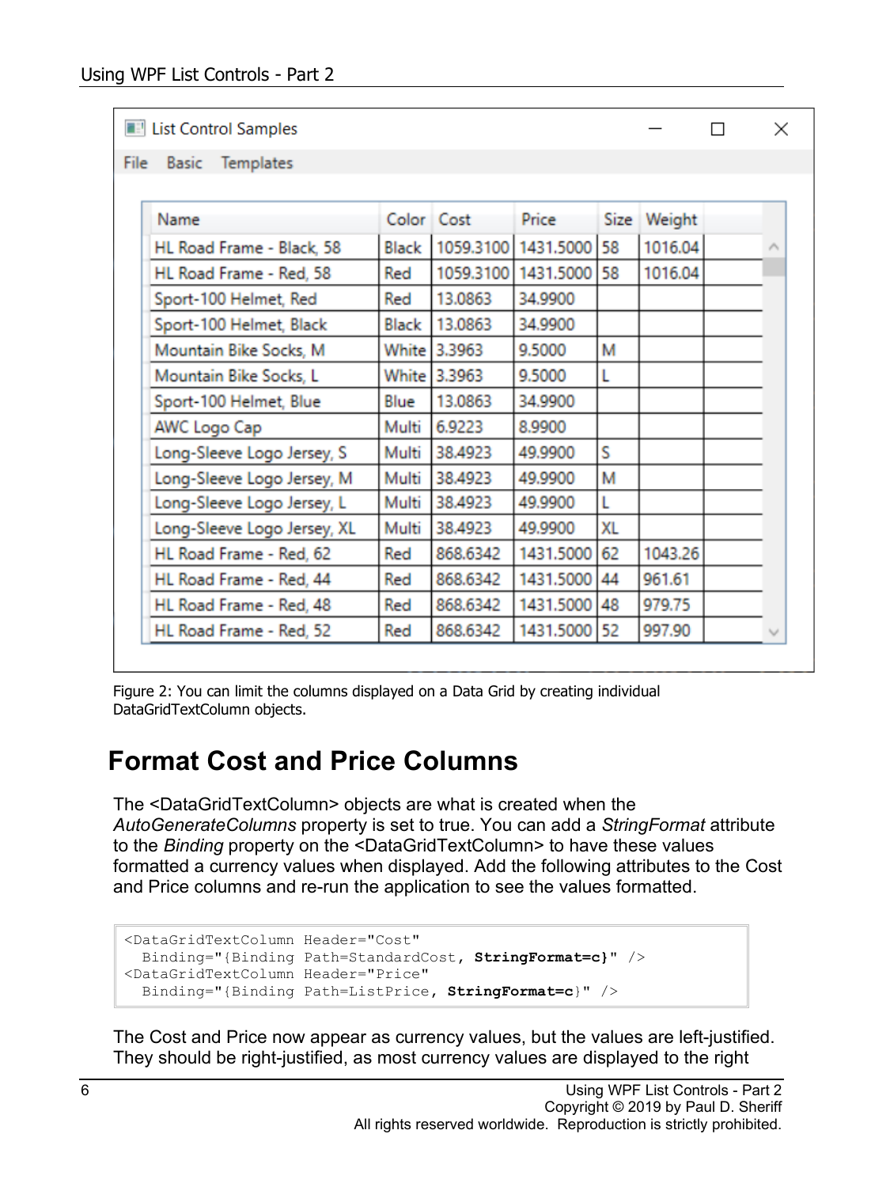| Name | Color | Cost | Price | Size | Weight |
|---|---|---|---|---|---|
| HL Road Frame - Black, 58 | Black | 1059.3100 | 1431.5000 | 58 | 1016.04 |
| HL Road Frame - Red, 58 | Red | 1059.3100 | 1431.5000 | 58 | 1016.04 |
| Sport-100 Helmet, Red | Red | 13.0863 | 34.9900 | | |
| Sport-100 Helmet, Black | Black | 13.0863 | 34.9900 | | |
| Mountain Bike Socks, M | White | 3.3963 | 9.5000 | M | |
| Mountain Bike Socks, L | White | 3.3963 | 9.5000 | L | |
| Sport-100 Helmet, Blue | Blue | 13.0863 | 34.9900 | | |
| AWC Logo Cap | Multi | 6.9223 | 8.9900 | | |
| Long-Sleeve Logo Jersey, S | Multi | 38.4923 | 49.9900 | S | |
| Long-Sleeve Logo Jersey, M | Multi | 38.4923 | 49.9900 | M | |
| Long-Sleeve Logo Jersey, L | Multi | 38.4923 | 49.9900 | L | |
| Long-Sleeve Logo Jersey, XL | Multi | 38.4923 | 49.9900 | XL | |
| HL Road Frame - Red, 62 | Red | 868.6342 | 1431.5000 | 62 | 1043.26 |
| HL Road Frame - Red, 44 | Red | 868.6342 | 1431.5000 | 44 | 961.61 |
| HL Road Frame - Red, 48 | Red | 868.6342 | 1431.5000 | 48 | 979.75 |
| HL Road Frame - Red, 52 | Red | 868.6342 | 1431.5000 | 52 | 997.90 |

Figure 2: You can limit the columns displayed on a Data Grid by creating individual DataGridTextColumn objects.

## Format Cost and Price Columns

The <DataGridTextColumn> objects are what is created when the *AutoGenerateColumns* property is set to true. You can add a *StringFormat* attribute to the *Binding* property on the <DataGridTextColumn> to have these values formatted a currency values when displayed. Add the following attributes to the Cost and Price columns and re-run the application to see the values formatted.

```
<DataGridTextColumn Header="Cost"
  Binding="{Binding Path=StandardCost, StringFormat=c}" />
<DataGridTextColumn Header="Price"
  Binding="{Binding Path=ListPrice, StringFormat=c}" />
```

The Cost and Price now appear as currency values, but the values are left-justified. They should be right-justified, as most currency values are displayed to the right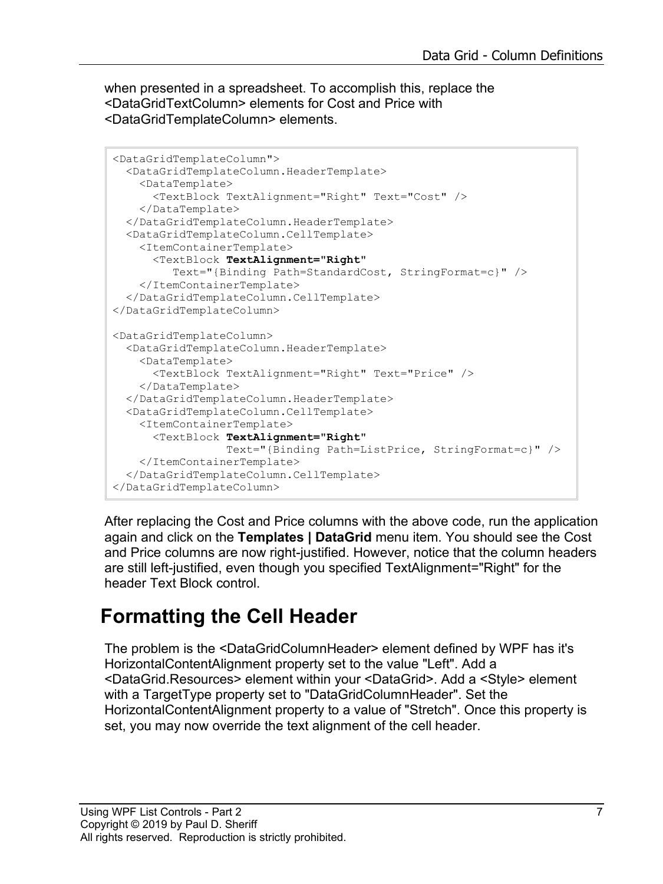when presented in a spreadsheet. To accomplish this, replace the <DataGridTextColumn> elements for Cost and Price with <DataGridTemplateColumn> elements.

```
<DataGridTemplateColumn">
  <DataGridTemplateColumn.HeaderTemplate>
    <DataTemplate>
      <TextBlock TextAlignment="Right" Text="Cost" />
    </DataTemplate>
  </DataGridTemplateColumn.HeaderTemplate>
  <DataGridTemplateColumn.CellTemplate>
    <ItemContainerTemplate>
      <TextBlock TextAlignment="Right"
         Text="{Binding Path=StandardCost, StringFormat=c}" />
    </ItemContainerTemplate>
  </DataGridTemplateColumn.CellTemplate>
</DataGridTemplateColumn>

<DataGridTemplateColumn>
  <DataGridTemplateColumn.HeaderTemplate>
    <DataTemplate>
      <TextBlock TextAlignment="Right" Text="Price" />
    </DataTemplate>
  </DataGridTemplateColumn.HeaderTemplate>
  <DataGridTemplateColumn.CellTemplate>
    <ItemContainerTemplate>
      <TextBlock TextAlignment="Right"
                 Text="{Binding Path=ListPrice, StringFormat=c}" />
    </ItemContainerTemplate>
  </DataGridTemplateColumn.CellTemplate>
</DataGridTemplateColumn>
```

After replacing the Cost and Price columns with the above code, run the application again and click on the **Templates | DataGrid** menu item. You should see the Cost and Price columns are now right-justified. However, notice that the column headers are still left-justified, even though you specified TextAlignment="Right" for the header Text Block control.

## Formatting the Cell Header

The problem is the <DataGridColumnHeader> element defined by WPF has it's HorizontalContentAlignment property set to the value "Left". Add a <DataGrid.Resources> element within your <DataGrid>. Add a <Style> element with a TargetType property set to "DataGridColumnHeader". Set the HorizontalContentAlignment property to a value of "Stretch". Once this property is set, you may now override the text alignment of the cell header.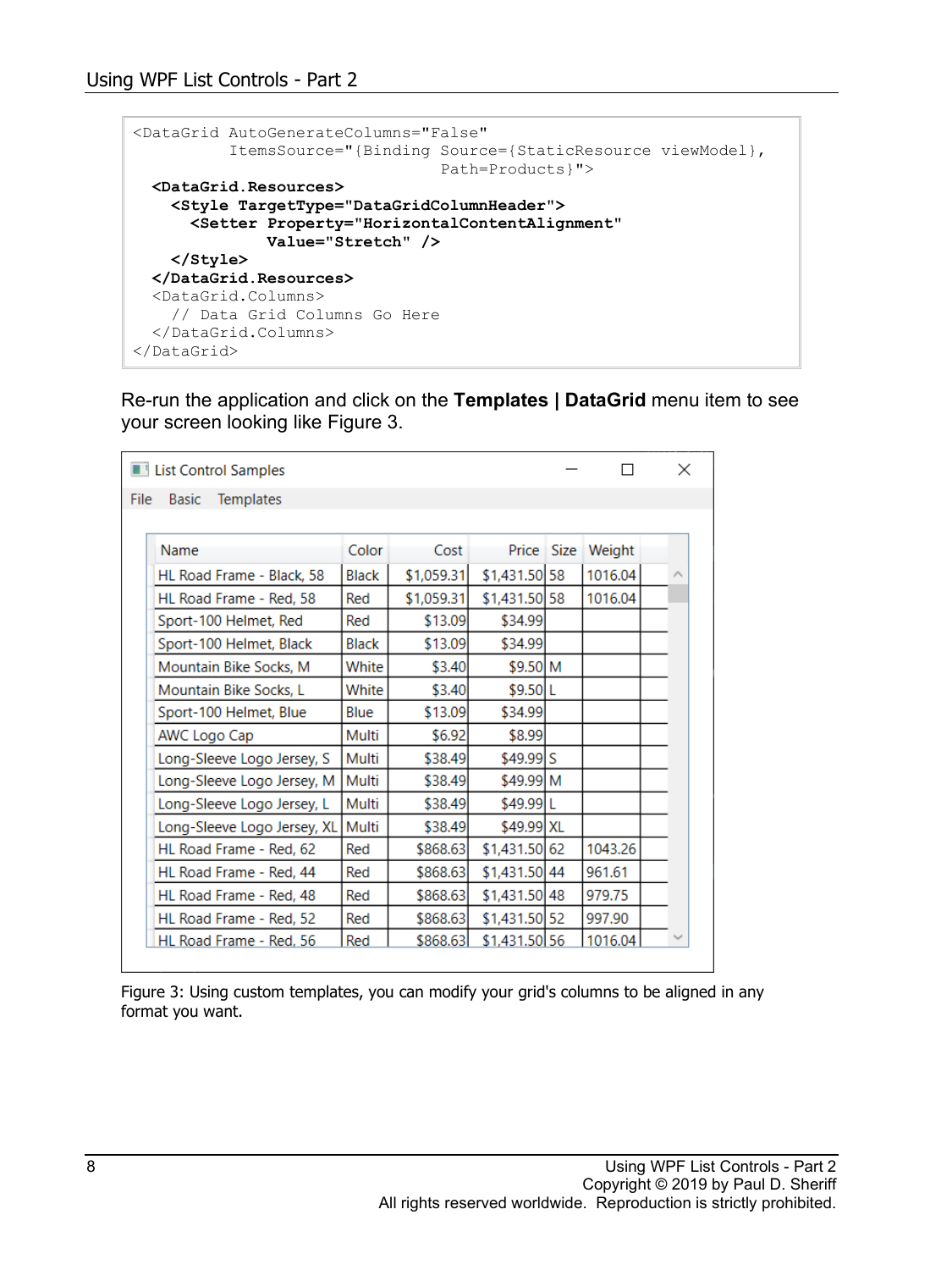```
<DataGrid AutoGenerateColumns="False"
          ItemsSource="{Binding Source={StaticResource viewModel},
                                Path=Products}">
  <DataGrid.Resources>
    <Style TargetType="DataGridColumnHeader">
      <Setter Property="HorizontalContentAlignment"
              Value="Stretch" />
    </Style>
  </DataGrid.Resources>
  <DataGrid.Columns>
    // Data Grid Columns Go Here
  </DataGrid.Columns>
</DataGrid>
```

Re-run the application and click on the **Templates | DataGrid** menu item to see your screen looking like Figure 3.

List Control Samples

File Basic Templates

| Name | Color | Cost | Price | Size | Weight |
|---|---|---|---|---|---|
| HL Road Frame - Black, 58 | Black | $1,059.31 | $1,431.50 | 58 | 1016.04 |
| HL Road Frame - Red, 58 | Red | $1,059.31 | $1,431.50 | 58 | 1016.04 |
| Sport-100 Helmet, Red | Red | $13.09 | $34.99 | | |
| Sport-100 Helmet, Black | Black | $13.09 | $34.99 | | |
| Mountain Bike Socks, M | White | $3.40 | $9.50 | M | |
| Mountain Bike Socks, L | White | $3.40 | $9.50 | L | |
| Sport-100 Helmet, Blue | Blue | $13.09 | $34.99 | | |
| AWC Logo Cap | Multi | $6.92 | $8.99 | | |
| Long-Sleeve Logo Jersey, S | Multi | $38.49 | $49.99 | S | |
| Long-Sleeve Logo Jersey, M | Multi | $38.49 | $49.99 | M | |
| Long-Sleeve Logo Jersey, L | Multi | $38.49 | $49.99 | L | |
| Long-Sleeve Logo Jersey, XL | Multi | $38.49 | $49.99 | XL | |
| HL Road Frame - Red, 62 | Red | $868.63 | $1,431.50 | 62 | 1043.26 |
| HL Road Frame - Red, 44 | Red | $868.63 | $1,431.50 | 44 | 961.61 |
| HL Road Frame - Red, 48 | Red | $868.63 | $1,431.50 | 48 | 979.75 |
| HL Road Frame - Red, 52 | Red | $868.63 | $1,431.50 | 52 | 997.90 |
| HL Road Frame - Red, 56 | Red | $868.63 | $1,431.50 | 56 | 1016.04 |

Figure 3: Using custom templates, you can modify your grid's columns to be aligned in any format you want.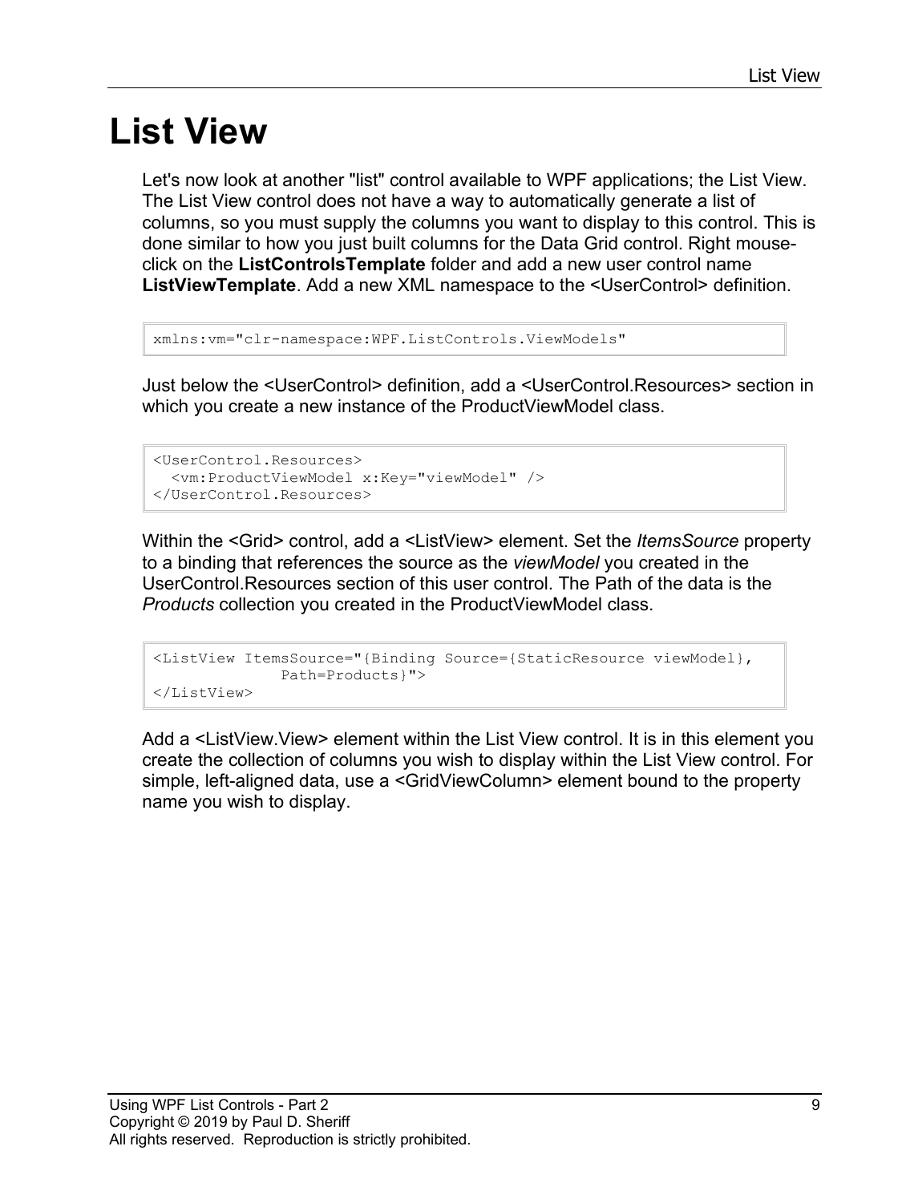# List View

Let's now look at another "list" control available to WPF applications; the List View. The List View control does not have a way to automatically generate a list of columns, so you must supply the columns you want to display to this control. This is done similar to how you just built columns for the Data Grid control. Right mouse-click on the **ListControlsTemplate** folder and add a new user control name **ListViewTemplate**. Add a new XML namespace to the <UserControl> definition.

```
xmlns:vm="clr-namespace:WPF.ListControls.ViewModels"
```

Just below the <UserControl> definition, add a <UserControl.Resources> section in which you create a new instance of the ProductViewModel class.

```
<UserControl.Resources>
  <vm:ProductViewModel x:Key="viewModel" />
</UserControl.Resources>
```

Within the <Grid> control, add a <ListView> element. Set the *ItemsSource* property to a binding that references the source as the *viewModel* you created in the UserControl.Resources section of this user control. The Path of the data is the *Products* collection you created in the ProductViewModel class.

```
<ListView ItemsSource="{Binding Source={StaticResource viewModel},
          Path=Products}">
</ListView>
```

Add a <ListView.View> element within the List View control. It is in this element you create the collection of columns you wish to display within the List View control. For simple, left-aligned data, use a <GridViewColumn> element bound to the property name you wish to display.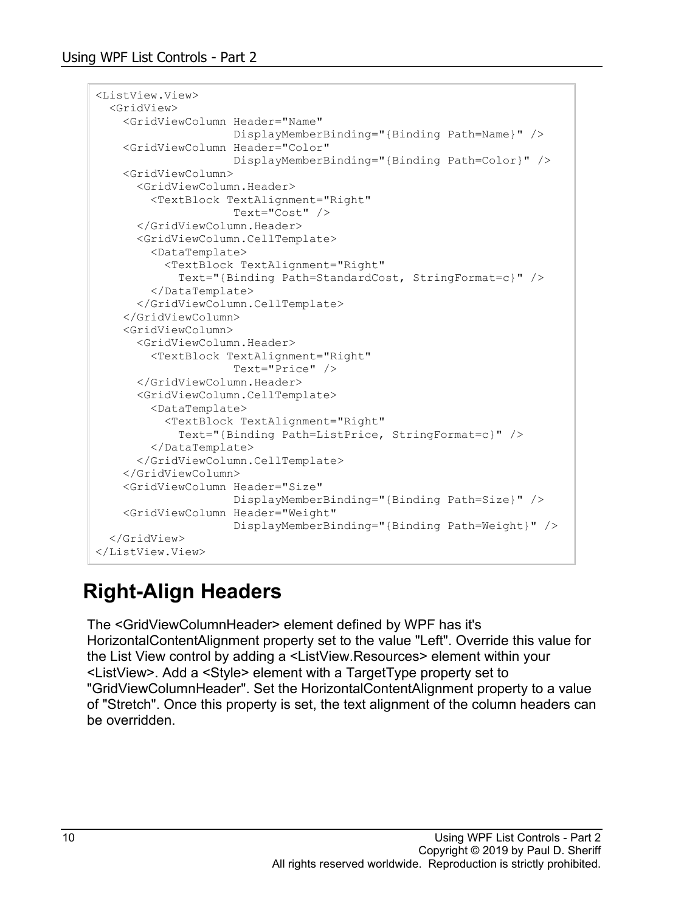```
<ListView.View>
  <GridView>
    <GridViewColumn Header="Name"
                    DisplayMemberBinding="{Binding Path=Name}" />
    <GridViewColumn Header="Color"
                    DisplayMemberBinding="{Binding Path=Color}" />
    <GridViewColumn>
      <GridViewColumn.Header>
        <TextBlock TextAlignment="Right"
                   Text="Cost" />
      </GridViewColumn.Header>
      <GridViewColumn.CellTemplate>
        <DataTemplate>
          <TextBlock TextAlignment="Right"
            Text="{Binding Path=StandardCost, StringFormat=c}" />
        </DataTemplate>
      </GridViewColumn.CellTemplate>
    </GridViewColumn>
    <GridViewColumn>
      <GridViewColumn.Header>
        <TextBlock TextAlignment="Right"
                   Text="Price" />
      </GridViewColumn.Header>
      <GridViewColumn.CellTemplate>
        <DataTemplate>
          <TextBlock TextAlignment="Right"
            Text="{Binding Path=ListPrice, StringFormat=c}" />
        </DataTemplate>
      </GridViewColumn.CellTemplate>
    </GridViewColumn>
    <GridViewColumn Header="Size"
                    DisplayMemberBinding="{Binding Path=Size}" />
    <GridViewColumn Header="Weight"
                    DisplayMemberBinding="{Binding Path=Weight}" />
  </GridView>
</ListView.View>
```

## Right-Align Headers

The <GridViewColumnHeader> element defined by WPF has it's HorizontalContentAlignment property set to the value "Left". Override this value for the List View control by adding a <ListView.Resources> element within your <ListView>. Add a <Style> element with a TargetType property set to "GridViewColumnHeader". Set the HorizontalContentAlignment property to a value of "Stretch". Once this property is set, the text alignment of the column headers can be overridden.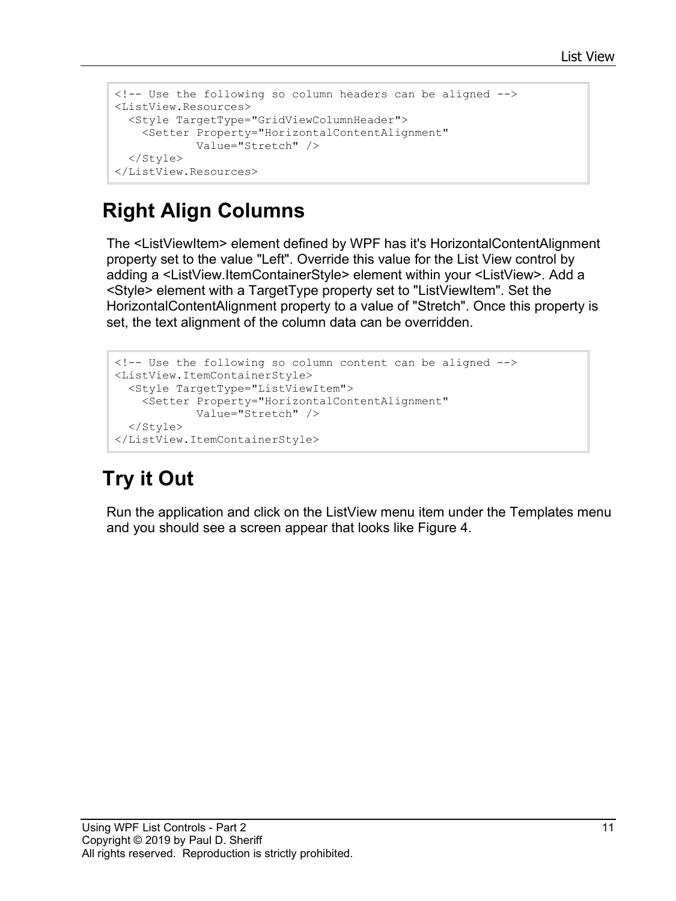```
<!-- Use the following so column headers can be aligned -->
<ListView.Resources>
  <Style TargetType="GridViewColumnHeader">
    <Setter Property="HorizontalContentAlignment"
            Value="Stretch" />
  </Style>
</ListView.Resources>
```

## Right Align Columns

The <ListViewItem> element defined by WPF has it's HorizontalContentAlignment property set to the value "Left". Override this value for the List View control by adding a <ListView.ItemContainerStyle> element within your <ListView>. Add a <Style> element with a TargetType property set to "ListViewItem". Set the HorizontalContentAlignment property to a value of "Stretch". Once this property is set, the text alignment of the column data can be overridden.

```
<!-- Use the following so column content can be aligned -->
<ListView.ItemContainerStyle>
  <Style TargetType="ListViewItem">
    <Setter Property="HorizontalContentAlignment"
            Value="Stretch" />
  </Style>
</ListView.ItemContainerStyle>
```

## Try it Out

Run the application and click on the ListView menu item under the Templates menu and you should see a screen appear that looks like Figure 4.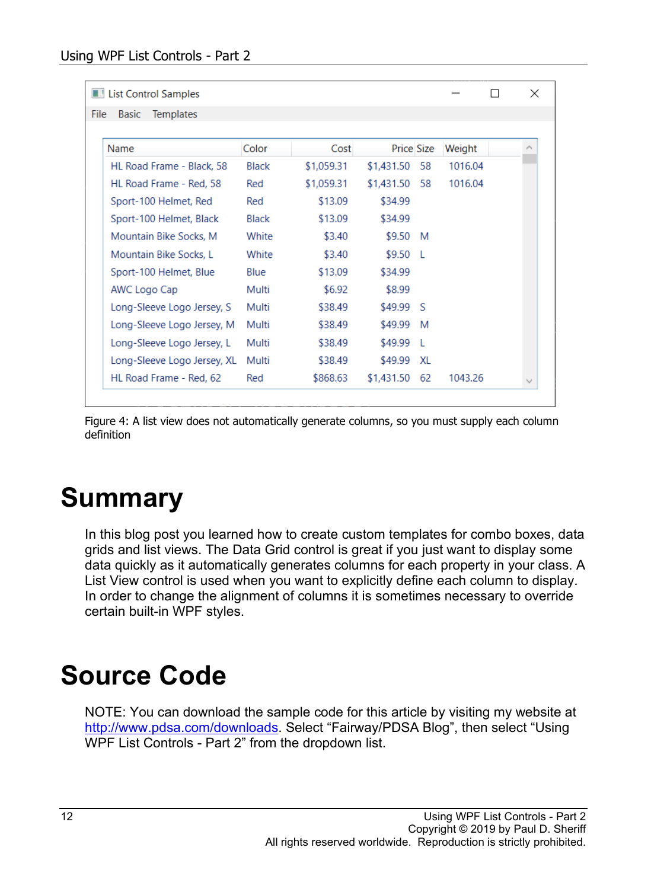| Name | Color | Cost | Price | Size | Weight |
|---|---|---|---|---|---|
| HL Road Frame - Black, 58 | Black | $1,059.31 | $1,431.50 | 58 | 1016.04 |
| HL Road Frame - Red, 58 | Red | $1,059.31 | $1,431.50 | 58 | 1016.04 |
| Sport-100 Helmet, Red | Red | $13.09 | $34.99 | | |
| Sport-100 Helmet, Black | Black | $13.09 | $34.99 | | |
| Mountain Bike Socks, M | White | $3.40 | $9.50 | M | |
| Mountain Bike Socks, L | White | $3.40 | $9.50 | L | |
| Sport-100 Helmet, Blue | Blue | $13.09 | $34.99 | | |
| AWC Logo Cap | Multi | $6.92 | $8.99 | | |
| Long-Sleeve Logo Jersey, S | Multi | $38.49 | $49.99 | S | |
| Long-Sleeve Logo Jersey, M | Multi | $38.49 | $49.99 | M | |
| Long-Sleeve Logo Jersey, L | Multi | $38.49 | $49.99 | L | |
| Long-Sleeve Logo Jersey, XL | Multi | $38.49 | $49.99 | XL | |
| HL Road Frame - Red, 62 | Red | $868.63 | $1,431.50 | 62 | 1043.26 |

Figure 4: A list view does not automatically generate columns, so you must supply each column definition

# Summary

In this blog post you learned how to create custom templates for combo boxes, data grids and list views. The Data Grid control is great if you just want to display some data quickly as it automatically generates columns for each property in your class. A List View control is used when you want to explicitly define each column to display. In order to change the alignment of columns it is sometimes necessary to override certain built-in WPF styles.

# Source Code

NOTE: You can download the sample code for this article by visiting my website at http://www.pdsa.com/downloads. Select “Fairway/PDSA Blog”, then select “Using WPF List Controls - Part 2” from the dropdown list.